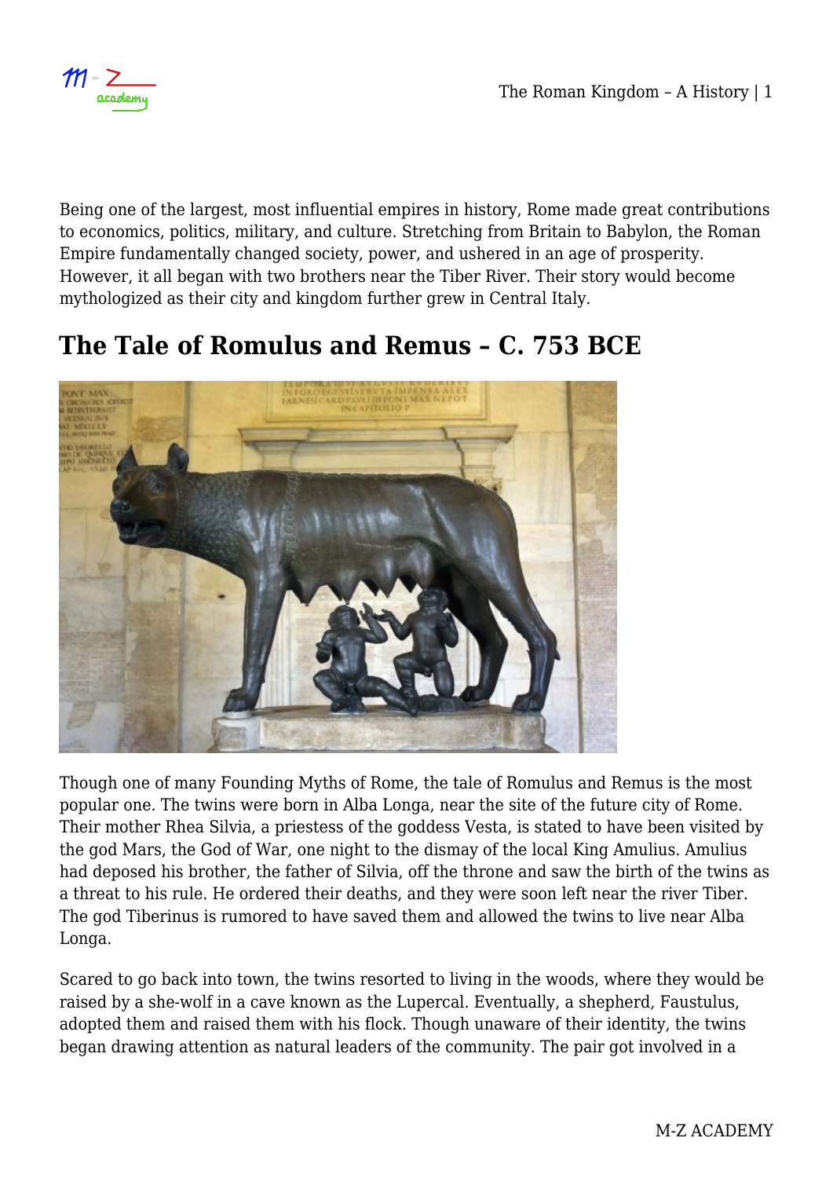Being one of the largest, most influential empires in history, Rome made great contributions to economics, politics, military, and culture. Stretching from Britain to Babylon, the Roman Empire fundamentally changed society, power, and ushered in an age of prosperity. However, it all began with two brothers near the Tiber River. Their story would become mythologized as their city and kingdom further grew in Central Italy.

## The Tale of Romulus and Remus – C. 753 BCE

Though one of many Founding Myths of Rome, the tale of Romulus and Remus is the most popular one. The twins were born in Alba Longa, near the site of the future city of Rome. Their mother Rhea Silvia, a priestess of the goddess Vesta, is stated to have been visited by the god Mars, the God of War, one night to the dismay of the local King Amulius. Amulius had deposed his brother, the father of Silvia, off the throne and saw the birth of the twins as a threat to his rule. He ordered their deaths, and they were soon left near the river Tiber. The god Tiberinus is rumored to have saved them and allowed the twins to live near Alba Longa.

Scared to go back into town, the twins resorted to living in the woods, where they would be raised by a she-wolf in a cave known as the Lupercal. Eventually, a shepherd, Faustulus, adopted them and raised them with his flock. Though unaware of their identity, the twins began drawing attention as natural leaders of the community. The pair got involved in a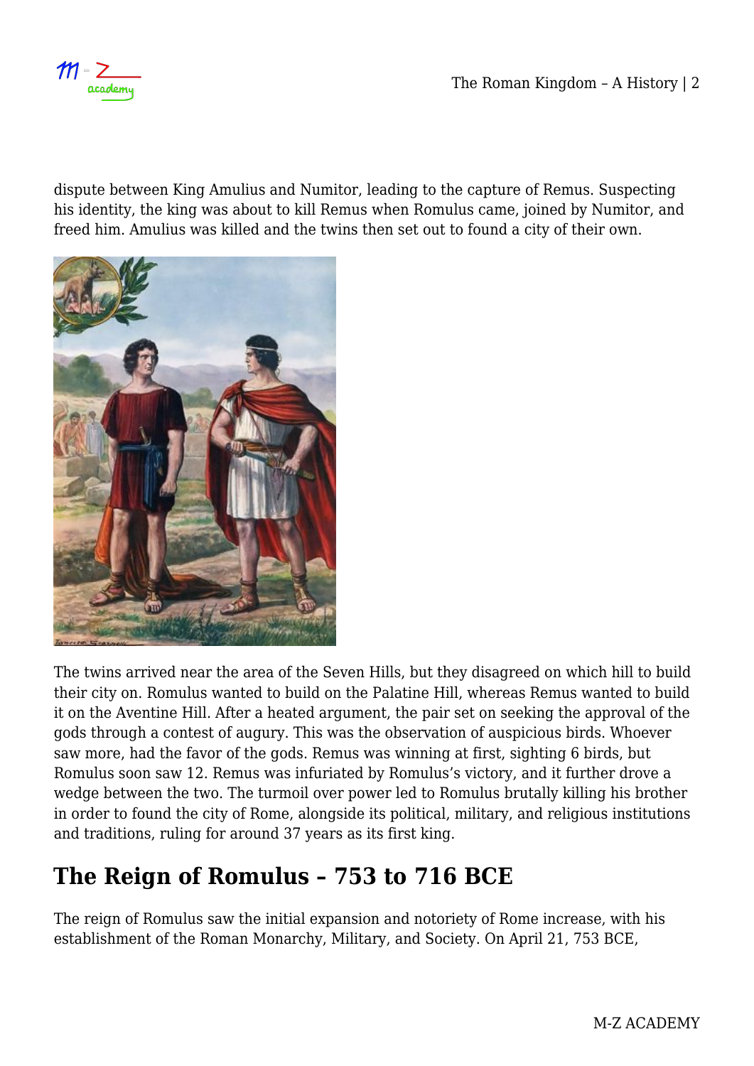dispute between King Amulius and Numitor, leading to the capture of Remus. Suspecting his identity, the king was about to kill Remus when Romulus came, joined by Numitor, and freed him. Amulius was killed and the twins then set out to found a city of their own.

The twins arrived near the area of the Seven Hills, but they disagreed on which hill to build their city on. Romulus wanted to build on the Palatine Hill, whereas Remus wanted to build it on the Aventine Hill. After a heated argument, the pair set on seeking the approval of the gods through a contest of augury. This was the observation of auspicious birds. Whoever saw more, had the favor of the gods. Remus was winning at first, sighting 6 birds, but Romulus soon saw 12. Remus was infuriated by Romulus's victory, and it further drove a wedge between the two. The turmoil over power led to Romulus brutally killing his brother in order to found the city of Rome, alongside its political, military, and religious institutions and traditions, ruling for around 37 years as its first king.

## The Reign of Romulus – 753 to 716 BCE

The reign of Romulus saw the initial expansion and notoriety of Rome increase, with his establishment of the Roman Monarchy, Military, and Society. On April 21, 753 BCE,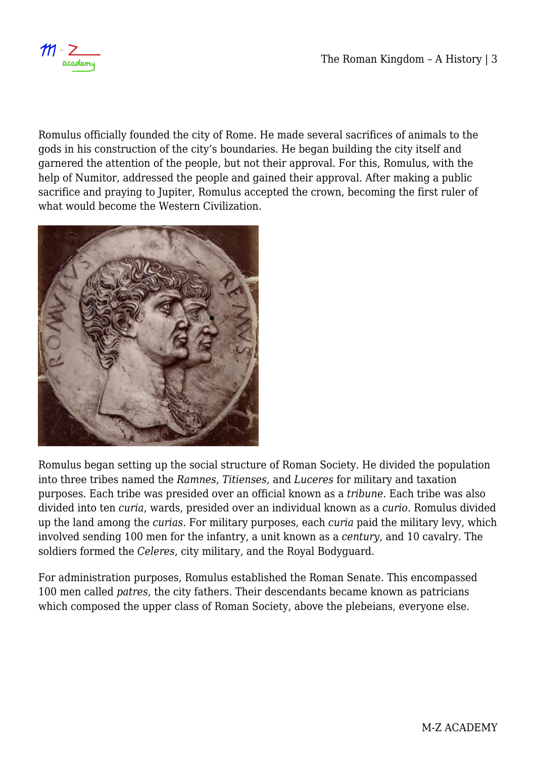Romulus officially founded the city of Rome. He made several sacrifices of animals to the gods in his construction of the city's boundaries. He began building the city itself and garnered the attention of the people, but not their approval. For this, Romulus, with the help of Numitor, addressed the people and gained their approval. After making a public sacrifice and praying to Jupiter, Romulus accepted the crown, becoming the first ruler of what would become the Western Civilization.

Romulus began setting up the social structure of Roman Society. He divided the population into three tribes named the *Ramnes*, *Titienses*, and *Luceres* for military and taxation purposes. Each tribe was presided over an official known as a *tribune*. Each tribe was also divided into ten *curia*, wards, presided over an individual known as a *curio*. Romulus divided up the land among the *curias*. For military purposes, each *curia* paid the military levy, which involved sending 100 men for the infantry, a unit known as a *century*, and 10 cavalry. The soldiers formed the *Celeres*, city military, and the Royal Bodyguard.

For administration purposes, Romulus established the Roman Senate. This encompassed 100 men called *patres*, the city fathers. Their descendants became known as patricians which composed the upper class of Roman Society, above the plebeians, everyone else.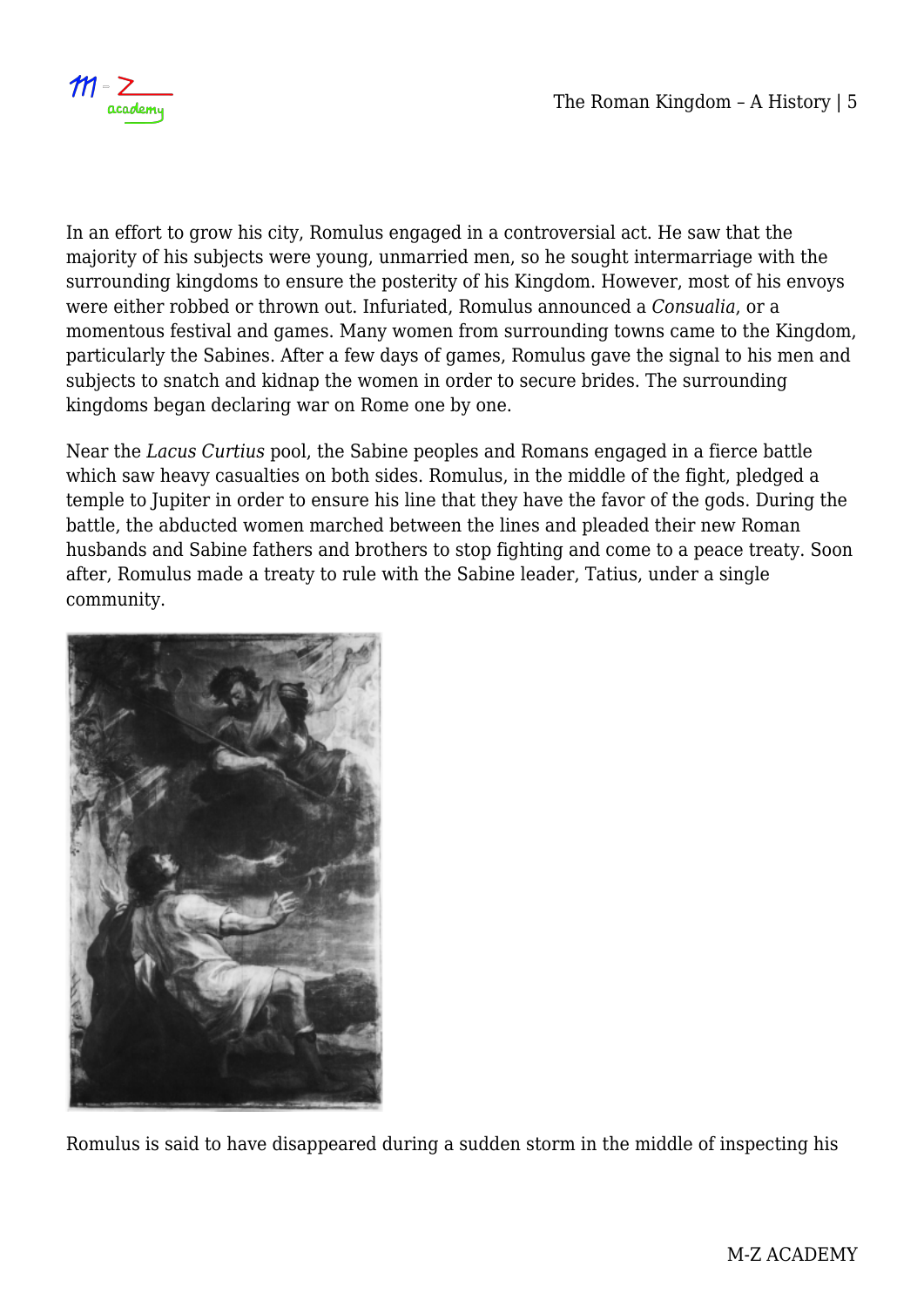In an effort to grow his city, Romulus engaged in a controversial act. He saw that the majority of his subjects were young, unmarried men, so he sought intermarriage with the surrounding kingdoms to ensure the posterity of his Kingdom. However, most of his envoys were either robbed or thrown out. Infuriated, Romulus announced a *Consualia*, or a momentous festival and games. Many women from surrounding towns came to the Kingdom, particularly the Sabines. After a few days of games, Romulus gave the signal to his men and subjects to snatch and kidnap the women in order to secure brides. The surrounding kingdoms began declaring war on Rome one by one.

Near the *Lacus Curtius* pool, the Sabine peoples and Romans engaged in a fierce battle which saw heavy casualties on both sides. Romulus, in the middle of the fight, pledged a temple to Jupiter in order to ensure his line that they have the favor of the gods. During the battle, the abducted women marched between the lines and pleaded their new Roman husbands and Sabine fathers and brothers to stop fighting and come to a peace treaty. Soon after, Romulus made a treaty to rule with the Sabine leader, Tatius, under a single community.

Romulus is said to have disappeared during a sudden storm in the middle of inspecting his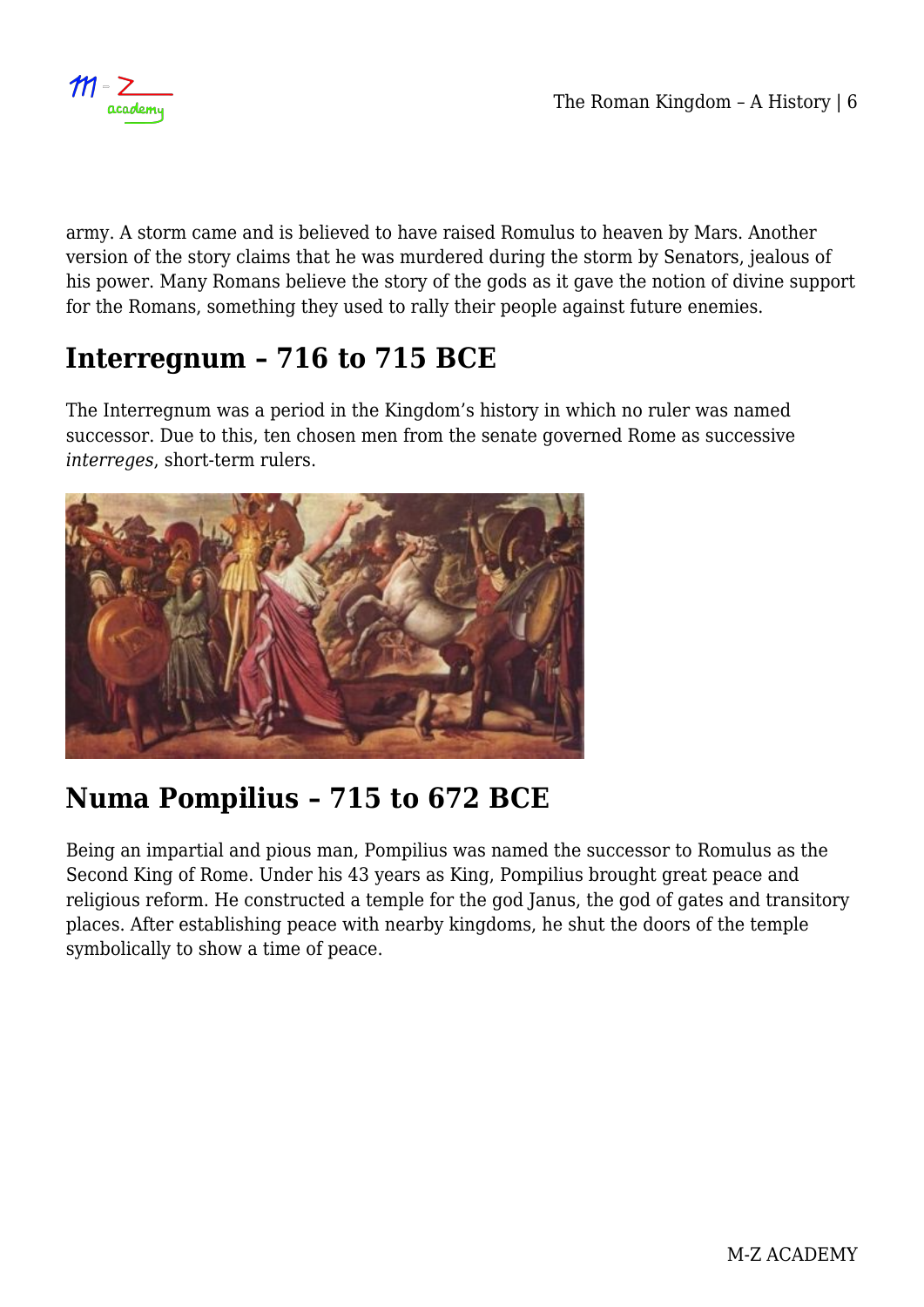army. A storm came and is believed to have raised Romulus to heaven by Mars. Another version of the story claims that he was murdered during the storm by Senators, jealous of his power. Many Romans believe the story of the gods as it gave the notion of divine support for the Romans, something they used to rally their people against future enemies.

## Interregnum – 716 to 715 BCE

The Interregnum was a period in the Kingdom's history in which no ruler was named successor. Due to this, ten chosen men from the senate governed Rome as successive *interreges*, short-term rulers.

## Numa Pompilius – 715 to 672 BCE

Being an impartial and pious man, Pompilius was named the successor to Romulus as the Second King of Rome. Under his 43 years as King, Pompilius brought great peace and religious reform. He constructed a temple for the god Janus, the god of gates and transitory places. After establishing peace with nearby kingdoms, he shut the doors of the temple symbolically to show a time of peace.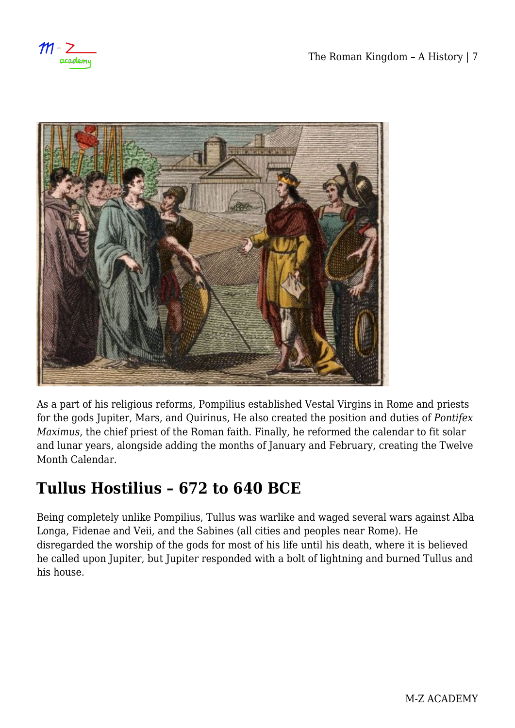As a part of his religious reforms, Pompilius established Vestal Virgins in Rome and priests for the gods Jupiter, Mars, and Quirinus, He also created the position and duties of *Pontifex Maximus*, the chief priest of the Roman faith. Finally, he reformed the calendar to fit solar and lunar years, alongside adding the months of January and February, creating the Twelve Month Calendar.

## Tullus Hostilius – 672 to 640 BCE

Being completely unlike Pompilius, Tullus was warlike and waged several wars against Alba Longa, Fidenae and Veii, and the Sabines (all cities and peoples near Rome). He disregarded the worship of the gods for most of his life until his death, where it is believed he called upon Jupiter, but Jupiter responded with a bolt of lightning and burned Tullus and his house.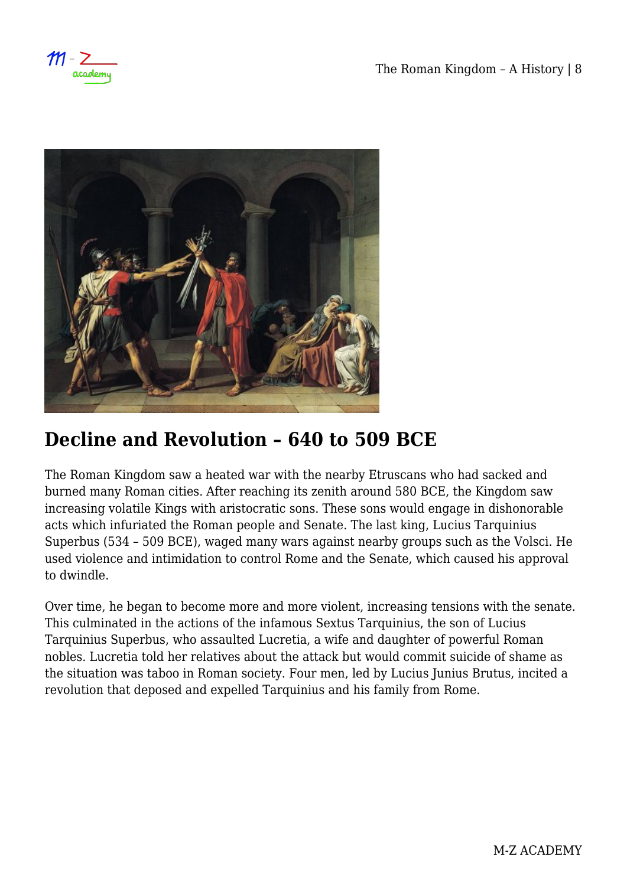## Decline and Revolution – 640 to 509 BCE

The Roman Kingdom saw a heated war with the nearby Etruscans who had sacked and burned many Roman cities. After reaching its zenith around 580 BCE, the Kingdom saw increasing volatile Kings with aristocratic sons. These sons would engage in dishonorable acts which infuriated the Roman people and Senate. The last king, Lucius Tarquinius Superbus (534 – 509 BCE), waged many wars against nearby groups such as the Volsci. He used violence and intimidation to control Rome and the Senate, which caused his approval to dwindle.

Over time, he began to become more and more violent, increasing tensions with the senate. This culminated in the actions of the infamous Sextus Tarquinius, the son of Lucius Tarquinius Superbus, who assaulted Lucretia, a wife and daughter of powerful Roman nobles. Lucretia told her relatives about the attack but would commit suicide of shame as the situation was taboo in Roman society. Four men, led by Lucius Junius Brutus, incited a revolution that deposed and expelled Tarquinius and his family from Rome.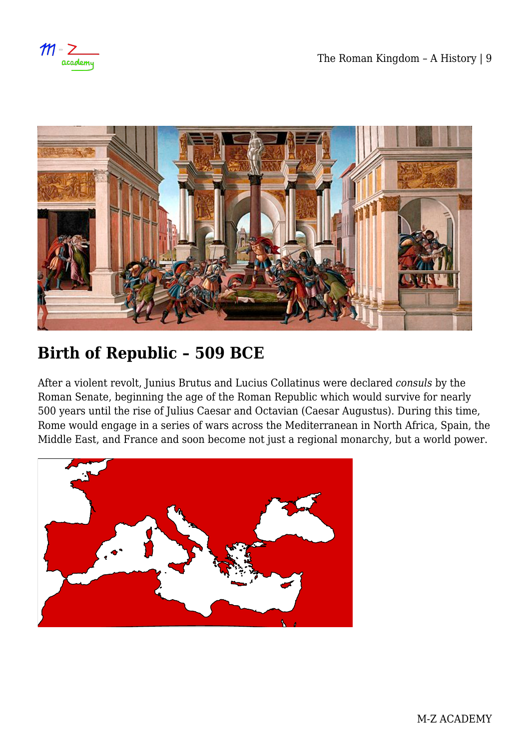## Birth of Republic – 509 BCE

After a violent revolt, Junius Brutus and Lucius Collatinus were declared *consuls* by the Roman Senate, beginning the age of the Roman Republic which would survive for nearly 500 years until the rise of Julius Caesar and Octavian (Caesar Augustus). During this time, Rome would engage in a series of wars across the Mediterranean in North Africa, Spain, the Middle East, and France and soon become not just a regional monarchy, but a world power.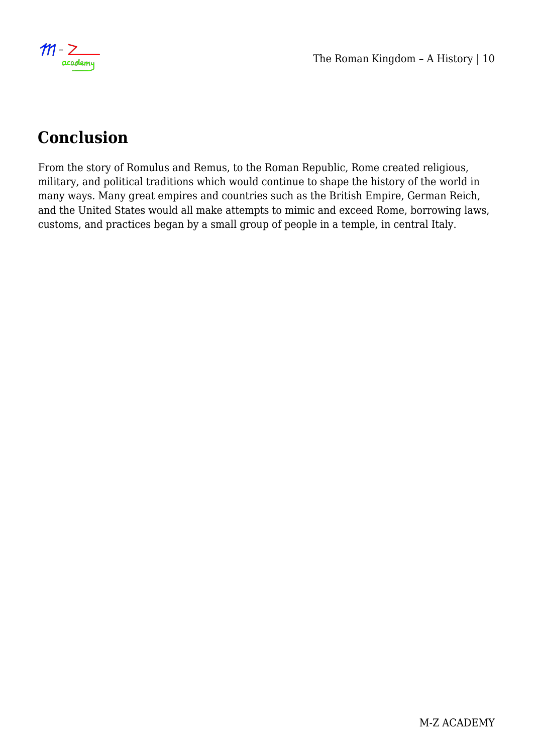## Conclusion

From the story of Romulus and Remus, to the Roman Republic, Rome created religious, military, and political traditions which would continue to shape the history of the world in many ways. Many great empires and countries such as the British Empire, German Reich, and the United States would all make attempts to mimic and exceed Rome, borrowing laws, customs, and practices began by a small group of people in a temple, in central Italy.